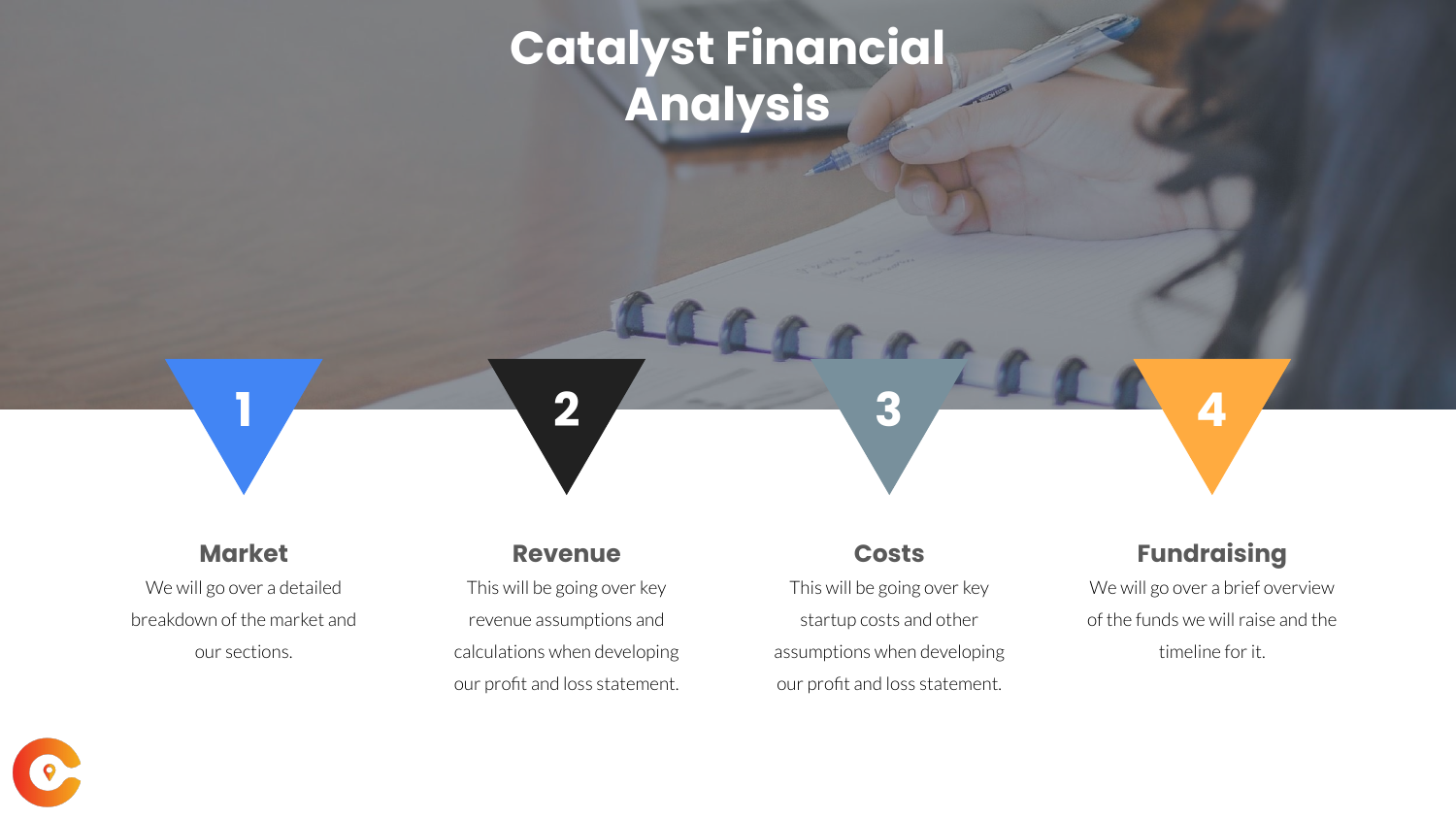# Catalyst Financial Analysis

## 1

### Market

We will go over a detailed breakdown of the market and our sections.

## 2

### Revenue

This will be going over key revenue assumptions and calculations when developing our profit and loss statement.

## 3

### Costs

This will be going over key startup costs and other assumptions when developing our profit and loss statement.

## 4

### Fundraising

We will go over a brief overview of the funds we will raise and the timeline for it.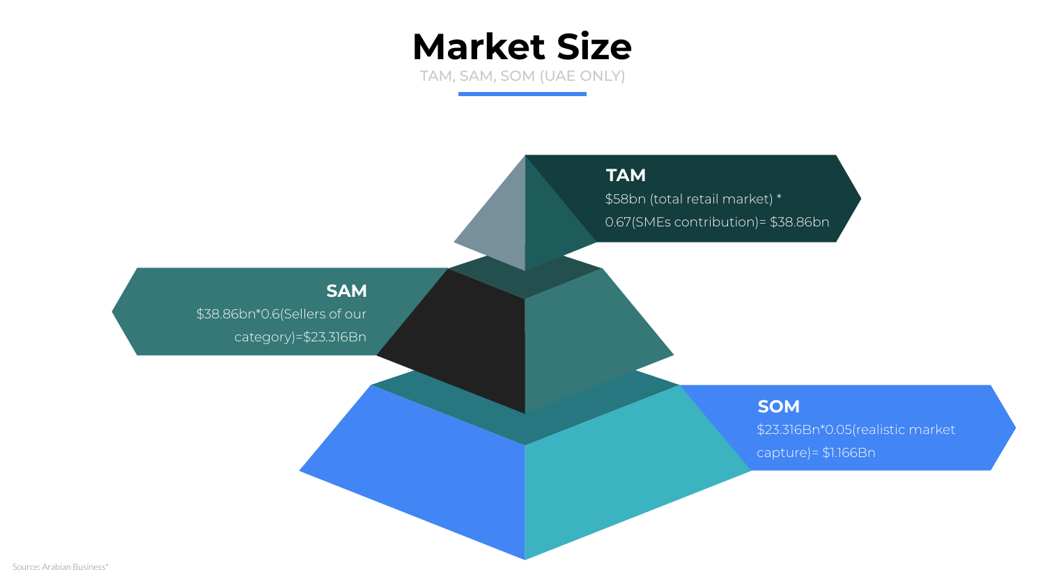# Market Size

TAM, SAM, SOM (UAE ONLY)

### TAM

$58bn (total retail market) * 0.67(SMEs contribution)= $38.86bn

### SAM

$38.86bn*0.6(Sellers of our category)=$23.316Bn

### SOM

$23.316Bn*0.05(realistic market capture)= $1.166Bn

Source: Arabian Business*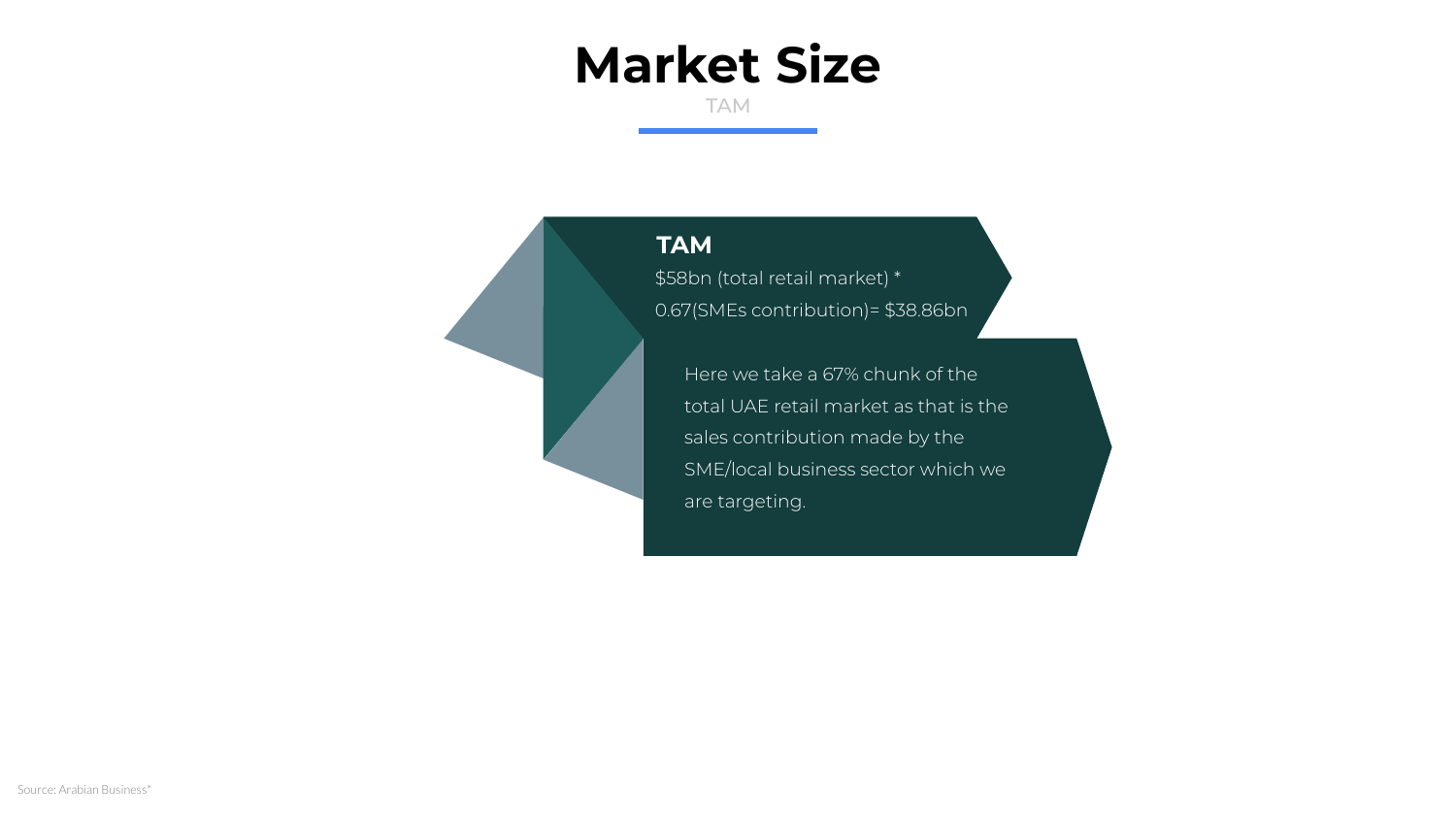# Market Size

TAM

### TAM

$58bn (total retail market) * 0.67(SMEs contribution)= $38.86bn

Here we take a 67% chunk of the total UAE retail market as that is the sales contribution made by the SME/local business sector which we are targeting.

Source: Arabian Business*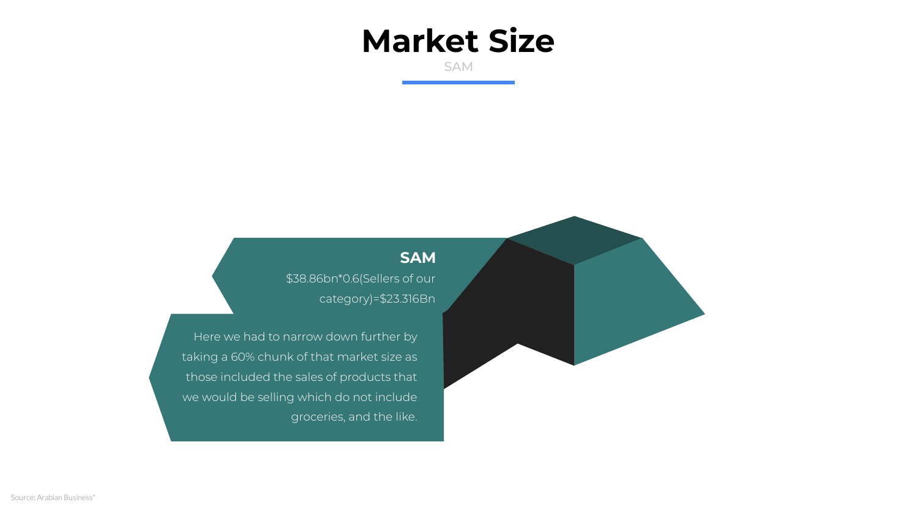# Market Size

SAM

## SAM

$38.86bn*0.6(Sellers of our category)=$23.316Bn

Here we had to narrow down further by taking a 60% chunk of that market size as those included the sales of products that we would be selling which do not include groceries, and the like.

Source: Arabian Business*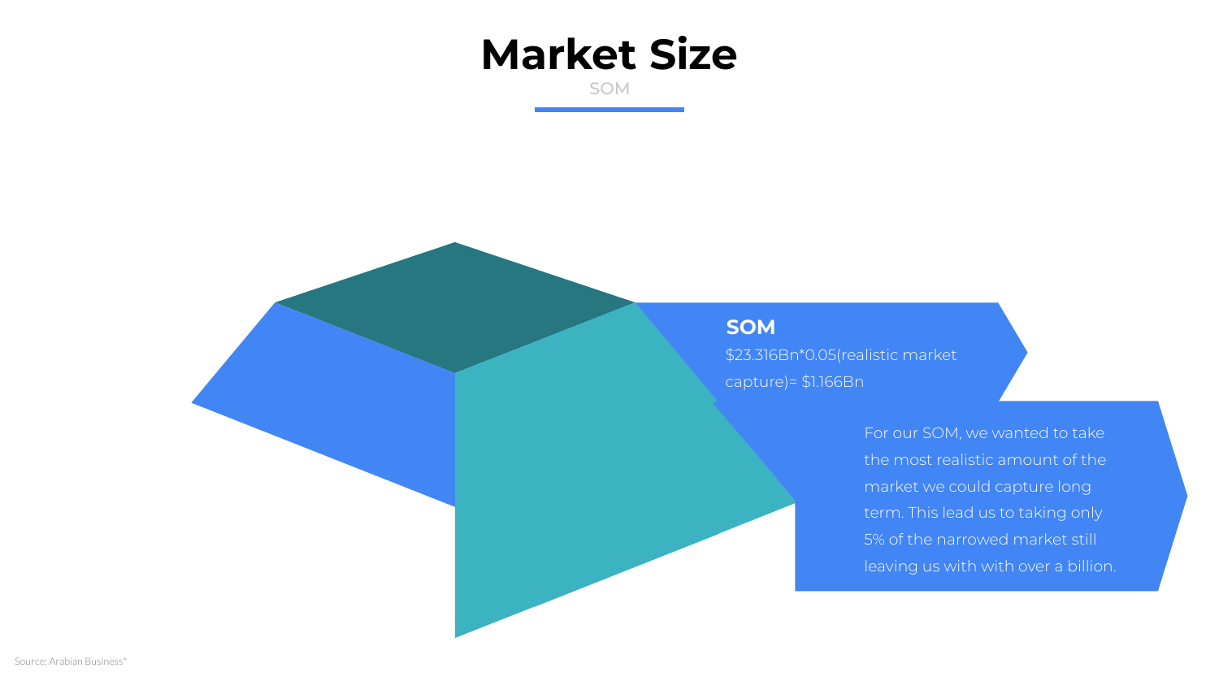# Market Size

SOM

### SOM

$23.316Bn*0.05(realistic market capture)= $1.166Bn

For our SOM, we wanted to take the most realistic amount of the market we could capture long term. This lead us to taking only 5% of the narrowed market still leaving us with with over a billion.

Source: Arabian Business*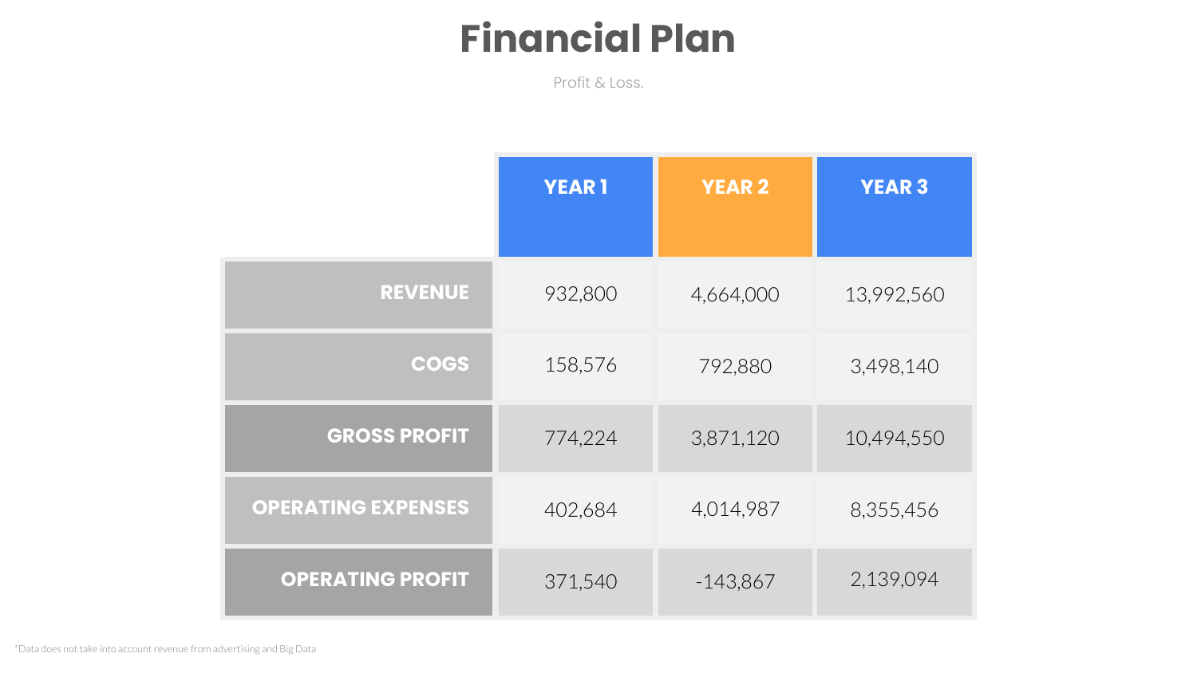# Financial Plan

Profit & Loss.

| | YEAR 1 | YEAR 2 | YEAR 3 |
|---|---|---|---|
| **REVENUE** | 932,800 | 4,664,000 | 13,992,560 |
| **COGS** | 158,576 | 792,880 | 3,498,140 |
| **GROSS PROFIT** | 774,224 | 3,871,120 | 10,494,550 |
| **OPERATING EXPENSES** | 402,684 | 4,014,987 | 8,355,456 |
| **OPERATING PROFIT** | 371,540 | -143,867 | 2,139,094 |

*Data does not take into account revenue from advertising and Big Data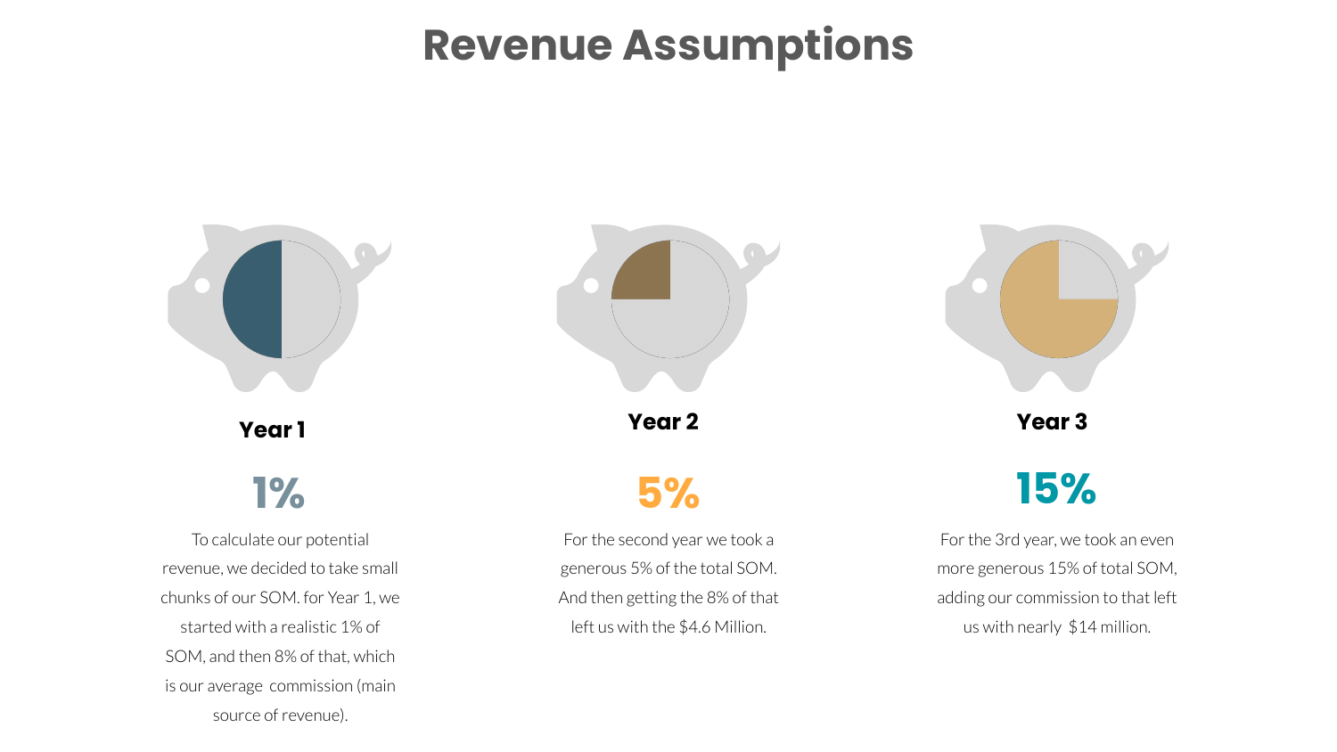# Revenue Assumptions

### Year 1

**1%**

To calculate our potential revenue, we decided to take small chunks of our SOM. for Year 1, we started with a realistic 1% of SOM, and then 8% of that, which is our average  commission (main source of revenue).

### Year 2

**5%**

For the second year we took a generous 5% of the total SOM. And then getting the 8% of that left us with the $4.6 Million.

### Year 3

**15%**

For the 3rd year, we took an even more generous 15% of total SOM, adding our commission to that left us with nearly  $14 million.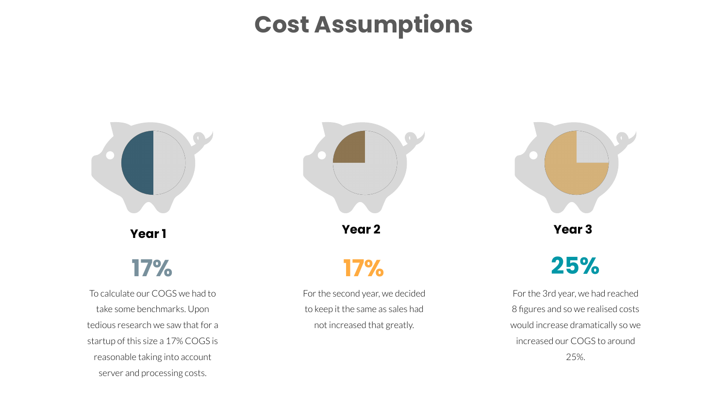# Cost Assumptions

### Year 1

**17%**

To calculate our COGS we had to take some benchmarks. Upon tedious research we saw that for a startup of this size a 17% COGS is reasonable taking into account server and processing costs.

### Year 2

**17%**

For the second year, we decided to keep it the same as sales had not increased that greatly.

### Year 3

**25%**

For the 3rd year, we had reached 8 figures and so we realised costs would increase dramatically so we increased our COGS to around 25%.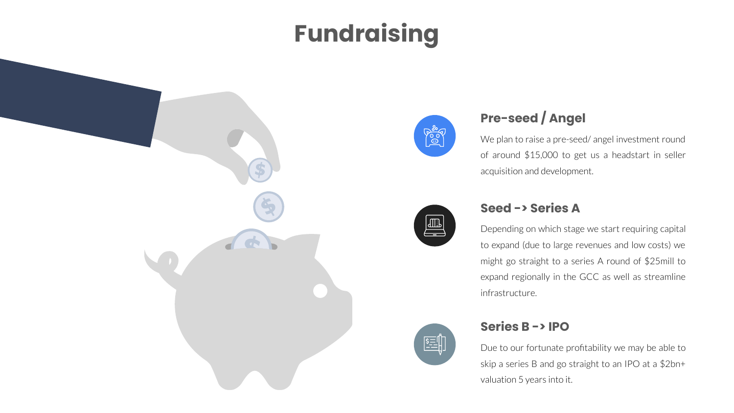# Fundraising

## Pre-seed / Angel

We plan to raise a pre-seed/ angel investment round of around $15,000 to get us a headstart in seller acquisition and development.

## Seed -> Series A

Depending on which stage we start requiring capital to expand (due to large revenues and low costs) we might go straight to a series A round of $25mill to expand regionally in the GCC as well as streamline infrastructure.

## Series B -> IPO

Due to our fortunate profitability we may be able to skip a series B and go straight to an IPO at a $2bn+ valuation 5 years into it.